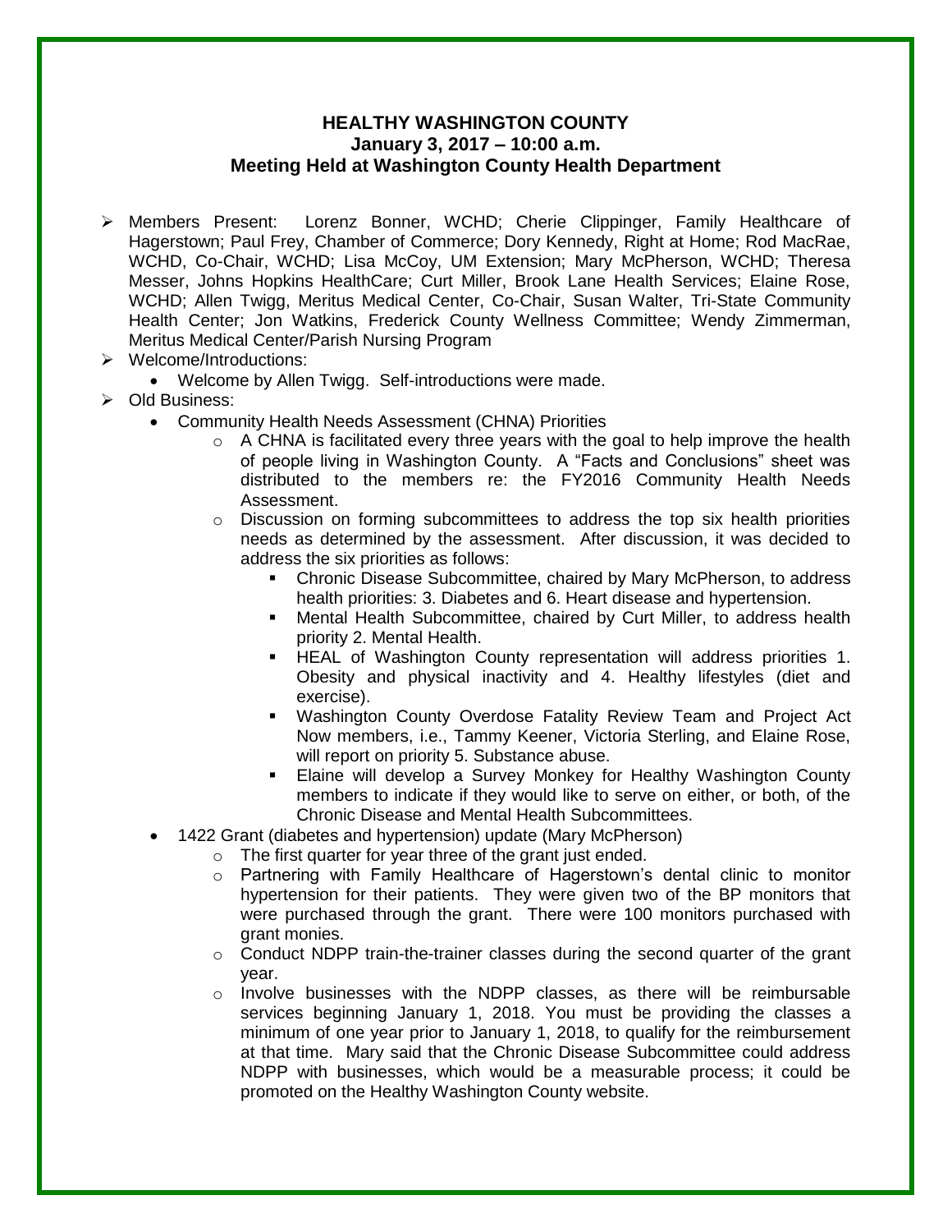# HEALTHY WASHINGTON COUNTY
## January 3, 2017 – 10:00 a.m.
## Meeting Held at Washington County Health Department

- Members Present: Lorenz Bonner, WCHD; Cherie Clippinger, Family Healthcare of Hagerstown; Paul Frey, Chamber of Commerce; Dory Kennedy, Right at Home; Rod MacRae, WCHD, Co-Chair, WCHD; Lisa McCoy, UM Extension; Mary McPherson, WCHD; Theresa Messer, Johns Hopkins HealthCare; Curt Miller, Brook Lane Health Services; Elaine Rose, WCHD; Allen Twigg, Meritus Medical Center, Co-Chair, Susan Walter, Tri-State Community Health Center; Jon Watkins, Frederick County Wellness Committee; Wendy Zimmerman, Meritus Medical Center/Parish Nursing Program
- Welcome/Introductions:
  - Welcome by Allen Twigg. Self-introductions were made.
- Old Business:
  - Community Health Needs Assessment (CHNA) Priorities
    - A CHNA is facilitated every three years with the goal to help improve the health of people living in Washington County. A "Facts and Conclusions" sheet was distributed to the members re: the FY2016 Community Health Needs Assessment.
    - Discussion on forming subcommittees to address the top six health priorities needs as determined by the assessment. After discussion, it was decided to address the six priorities as follows:
      - Chronic Disease Subcommittee, chaired by Mary McPherson, to address health priorities: 3. Diabetes and 6. Heart disease and hypertension.
      - Mental Health Subcommittee, chaired by Curt Miller, to address health priority 2. Mental Health.
      - HEAL of Washington County representation will address priorities 1. Obesity and physical inactivity and 4. Healthy lifestyles (diet and exercise).
      - Washington County Overdose Fatality Review Team and Project Act Now members, i.e., Tammy Keener, Victoria Sterling, and Elaine Rose, will report on priority 5. Substance abuse.
      - Elaine will develop a Survey Monkey for Healthy Washington County members to indicate if they would like to serve on either, or both, of the Chronic Disease and Mental Health Subcommittees.
  - 1422 Grant (diabetes and hypertension) update (Mary McPherson)
    - The first quarter for year three of the grant just ended.
    - Partnering with Family Healthcare of Hagerstown's dental clinic to monitor hypertension for their patients. They were given two of the BP monitors that were purchased through the grant. There were 100 monitors purchased with grant monies.
    - Conduct NDPP train-the-trainer classes during the second quarter of the grant year.
    - Involve businesses with the NDPP classes, as there will be reimbursable services beginning January 1, 2018. You must be providing the classes a minimum of one year prior to January 1, 2018, to qualify for the reimbursement at that time. Mary said that the Chronic Disease Subcommittee could address NDPP with businesses, which would be a measurable process; it could be promoted on the Healthy Washington County website.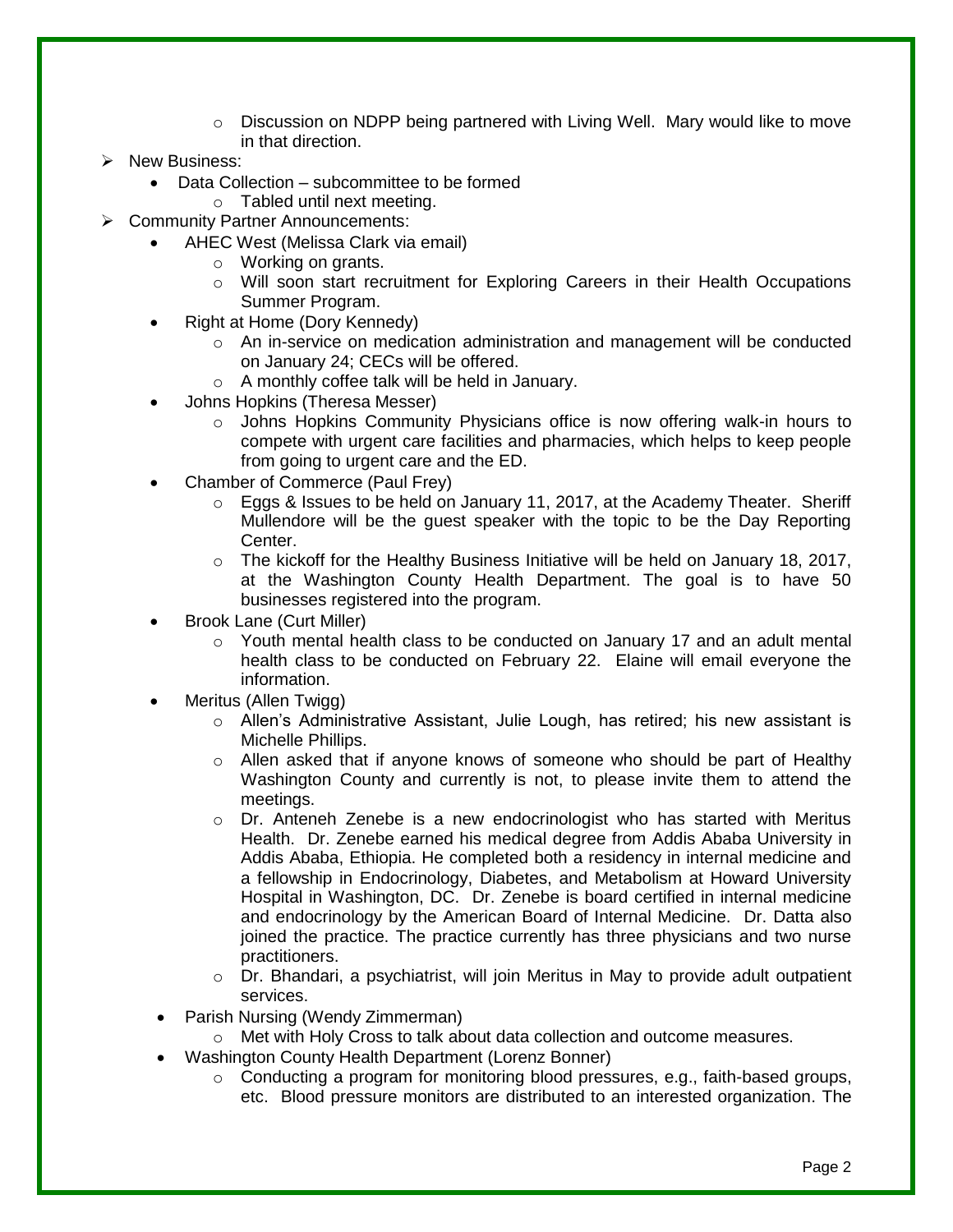- Discussion on NDPP being partnered with Living Well. Mary would like to move in that direction.

- New Business:
  - Data Collection – subcommittee to be formed
    - Tabled until next meeting.
- Community Partner Announcements:
  - AHEC West (Melissa Clark via email)
    - Working on grants.
    - Will soon start recruitment for Exploring Careers in their Health Occupations Summer Program.
  - Right at Home (Dory Kennedy)
    - An in-service on medication administration and management will be conducted on January 24; CECs will be offered.
    - A monthly coffee talk will be held in January.
  - Johns Hopkins (Theresa Messer)
    - Johns Hopkins Community Physicians office is now offering walk-in hours to compete with urgent care facilities and pharmacies, which helps to keep people from going to urgent care and the ED.
  - Chamber of Commerce (Paul Frey)
    - Eggs & Issues to be held on January 11, 2017, at the Academy Theater. Sheriff Mullendore will be the guest speaker with the topic to be the Day Reporting Center.
    - The kickoff for the Healthy Business Initiative will be held on January 18, 2017, at the Washington County Health Department. The goal is to have 50 businesses registered into the program.
  - Brook Lane (Curt Miller)
    - Youth mental health class to be conducted on January 17 and an adult mental health class to be conducted on February 22. Elaine will email everyone the information.
  - Meritus (Allen Twigg)
    - Allen's Administrative Assistant, Julie Lough, has retired; his new assistant is Michelle Phillips.
    - Allen asked that if anyone knows of someone who should be part of Healthy Washington County and currently is not, to please invite them to attend the meetings.
    - Dr. Anteneh Zenebe is a new endocrinologist who has started with Meritus Health. Dr. Zenebe earned his medical degree from Addis Ababa University in Addis Ababa, Ethiopia. He completed both a residency in internal medicine and a fellowship in Endocrinology, Diabetes, and Metabolism at Howard University Hospital in Washington, DC. Dr. Zenebe is board certified in internal medicine and endocrinology by the American Board of Internal Medicine. Dr. Datta also joined the practice. The practice currently has three physicians and two nurse practitioners.
    - Dr. Bhandari, a psychiatrist, will join Meritus in May to provide adult outpatient services.
  - Parish Nursing (Wendy Zimmerman)
    - Met with Holy Cross to talk about data collection and outcome measures.
  - Washington County Health Department (Lorenz Bonner)
    - Conducting a program for monitoring blood pressures, e.g., faith-based groups, etc. Blood pressure monitors are distributed to an interested organization. The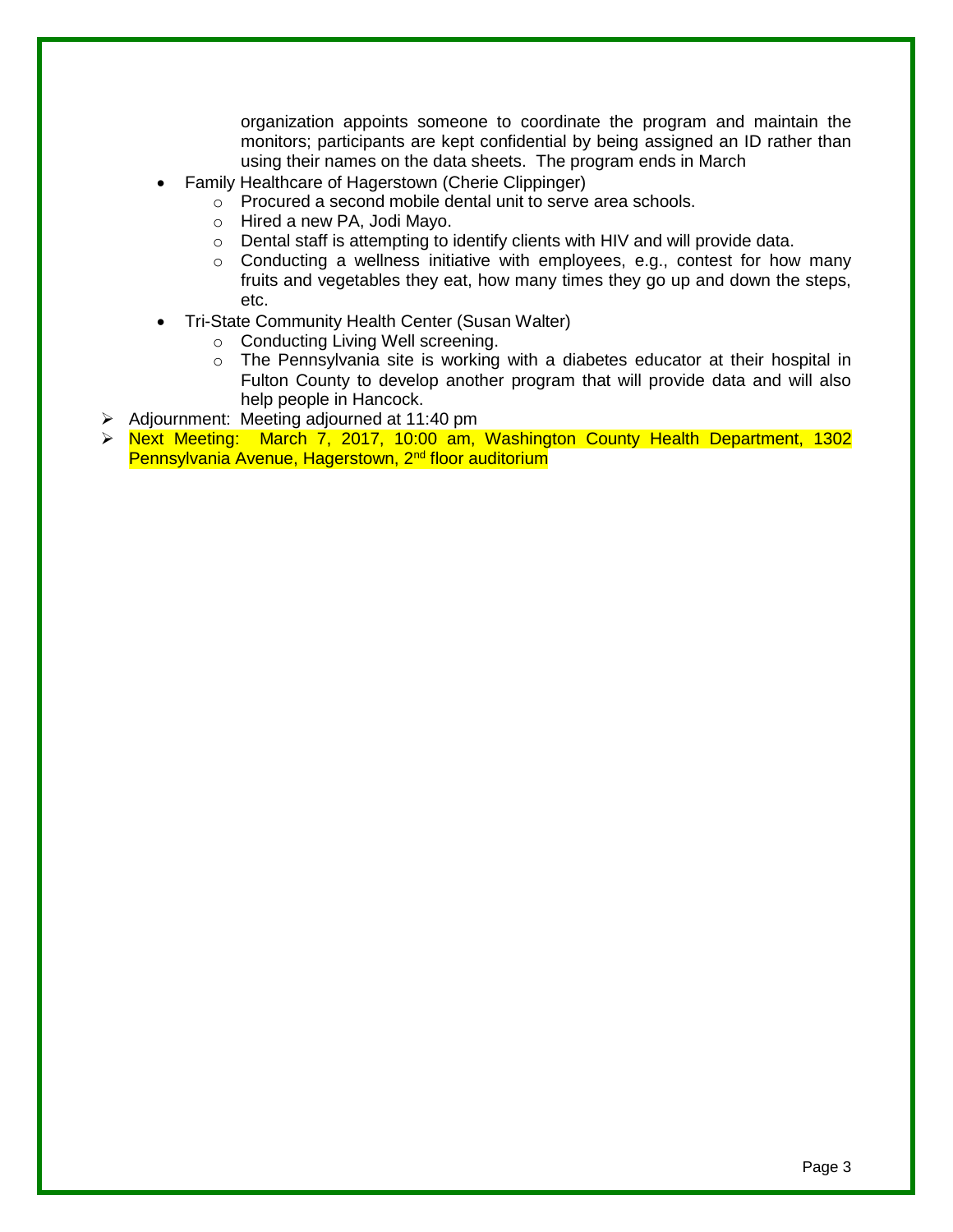organization appoints someone to coordinate the program and maintain the monitors; participants are kept confidential by being assigned an ID rather than using their names on the data sheets. The program ends in March

- Family Healthcare of Hagerstown (Cherie Clippinger)
  - Procured a second mobile dental unit to serve area schools.
  - Hired a new PA, Jodi Mayo.
  - Dental staff is attempting to identify clients with HIV and will provide data.
  - Conducting a wellness initiative with employees, e.g., contest for how many fruits and vegetables they eat, how many times they go up and down the steps, etc.
- Tri-State Community Health Center (Susan Walter)
  - Conducting Living Well screening.
  - The Pennsylvania site is working with a diabetes educator at their hospital in Fulton County to develop another program that will provide data and will also help people in Hancock.

- Adjournment: Meeting adjourned at 11:40 pm
- Next Meeting: March 7, 2017, 10:00 am, Washington County Health Department, 1302 Pennsylvania Avenue, Hagerstown, 2nd floor auditorium